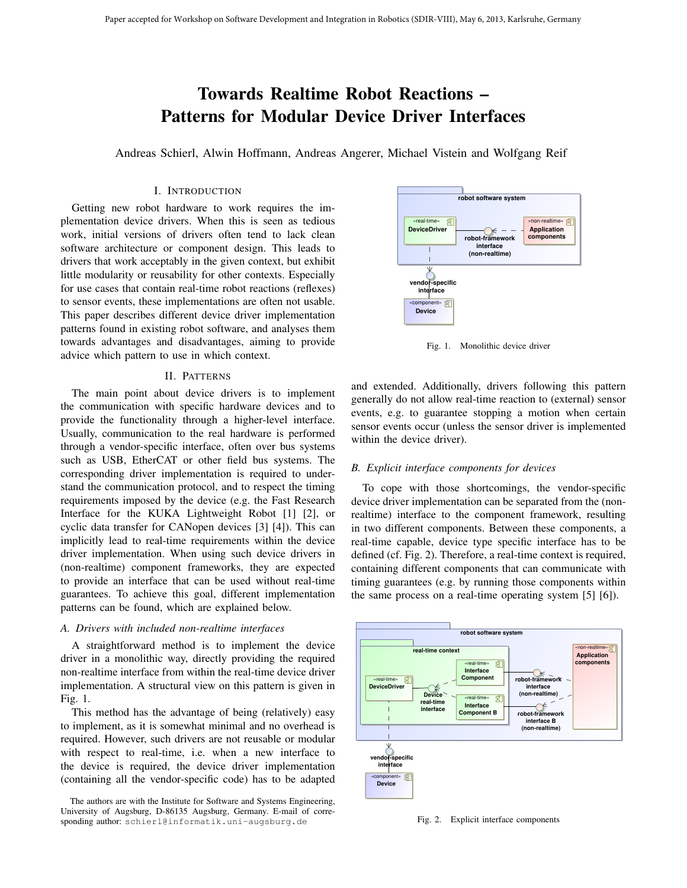# Towards Realtime Robot Reactions – Patterns for Modular Device Driver Interfaces

Andreas Schierl, Alwin Hoffmann, Andreas Angerer, Michael Vistein and Wolfgang Reif

## I. Introduction

Getting new robot hardware to work requires the implementation device drivers. When this is seen as tedious work, initial versions of drivers often tend to lack clean software architecture or component design. This leads to drivers that work acceptably in the given context, but exhibit little modularity or reusability for other contexts. Especially for use cases that contain real-time robot reactions (reflexes) to sensor events, these implementations are often not usable. This paper describes different device driver implementation patterns found in existing robot software, and analyses them towards advantages and disadvantages, aiming to provide advice which pattern to use in which context.

## II. Patterns

The main point about device drivers is to implement the communication with specific hardware devices and to provide the functionality through a higher-level interface. Usually, communication to the real hardware is performed through a vendor-specific interface, often over bus systems such as USB, EtherCAT or other field bus systems. The corresponding driver implementation is required to understand the communication protocol, and to respect the timing requirements imposed by the device (e.g. the Fast Research Interface for the KUKA Lightweight Robot [1] [2], or cyclic data transfer for CANopen devices [3] [4]). This can implicitly lead to real-time requirements within the device driver implementation. When using such device drivers in (non-realtime) component frameworks, they are expected to provide an interface that can be used without real-time guarantees. To achieve this goal, different implementation patterns can be found, which are explained below.

### A. Drivers with included non-realtime interfaces

A straightforward method is to implement the device driver in a monolithic way, directly providing the required non-realtime interface from within the real-time device driver implementation. A structural view on this pattern is given in Fig. 1.

Fig. 1. Monolithic device driver

This method has the advantage of being (relatively) easy to implement, as it is somewhat minimal and no overhead is required. However, such drivers are not reusable or modular with respect to real-time, i.e. when a new interface to the device is required, the device driver implementation (containing all the vendor-specific code) has to be adapted and extended. Additionally, drivers following this pattern generally do not allow real-time reaction to (external) sensor events, e.g. to guarantee stopping a motion when certain sensor events occur (unless the sensor driver is implemented within the device driver).

### B. Explicit interface components for devices

To cope with those shortcomings, the vendor-specific device driver implementation can be separated from the (non-realtime) interface to the component framework, resulting in two different components. Between these components, a real-time capable, device type specific interface has to be defined (cf. Fig. 2). Therefore, a real-time context is required, containing different components that can communicate with timing guarantees (e.g. by running those components within the same process on a real-time operating system [5] [6]).

Fig. 2. Explicit interface components

The authors are with the Institute for Software and Systems Engineering, University of Augsburg, D-86135 Augsburg, Germany. E-mail of corresponding author: schierl@informatik.uni-augsburg.de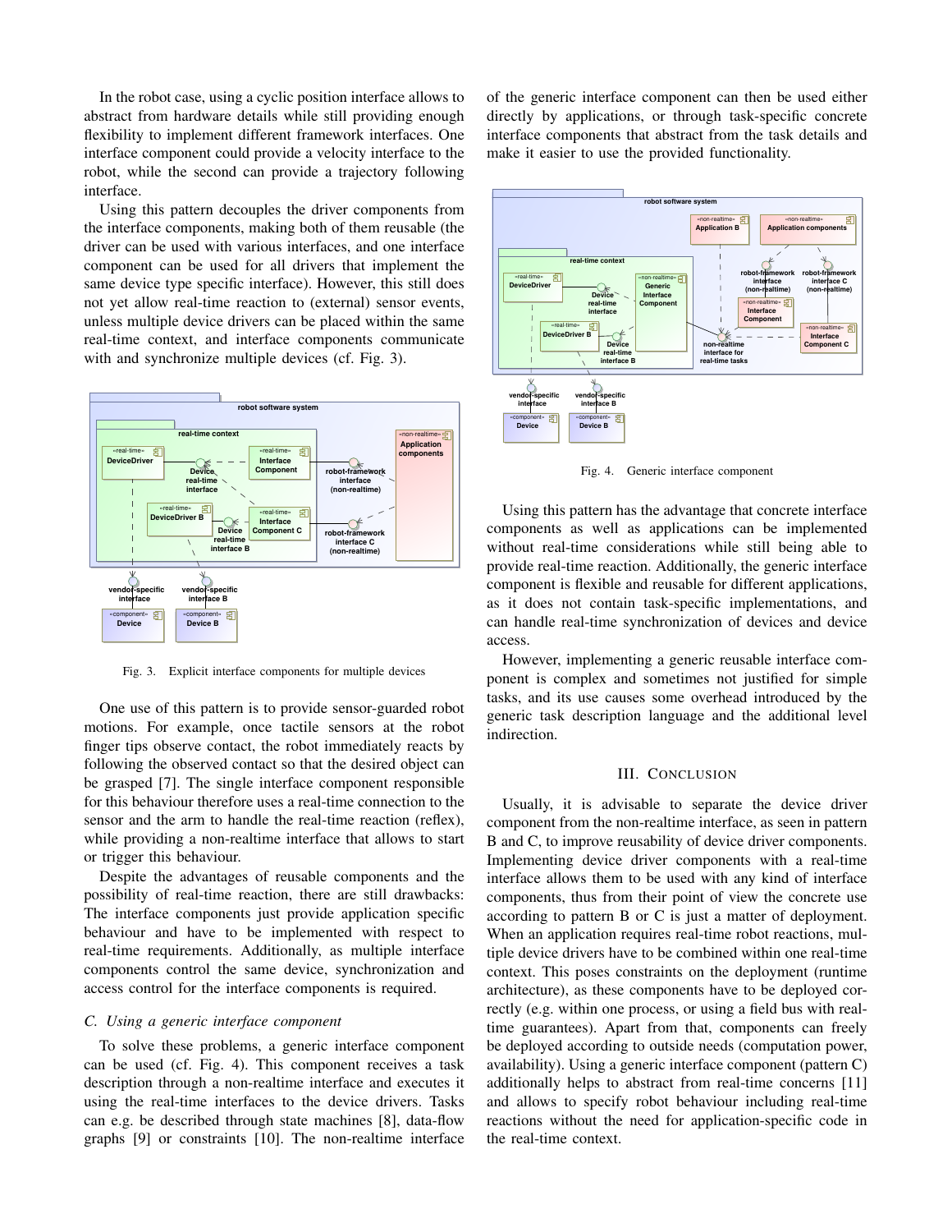In the robot case, using a cyclic position interface allows to abstract from hardware details while still providing enough flexibility to implement different framework interfaces. One interface component could provide a velocity interface to the robot, while the second can provide a trajectory following interface.

Using this pattern decouples the driver components from the interface components, making both of them reusable (the driver can be used with various interfaces, and one interface component can be used for all drivers that implement the same device type specific interface). However, this still does not yet allow real-time reaction to (external) sensor events, unless multiple device drivers can be placed within the same real-time context, and interface components communicate with and synchronize multiple devices (cf. Fig. 3).

Fig. 3. Explicit interface components for multiple devices

One use of this pattern is to provide sensor-guarded robot motions. For example, once tactile sensors at the robot finger tips observe contact, the robot immediately reacts by following the observed contact so that the desired object can be grasped [7]. The single interface component responsible for this behaviour therefore uses a real-time connection to the sensor and the arm to handle the real-time reaction (reflex), while providing a non-realtime interface that allows to start or trigger this behaviour.

Despite the advantages of reusable components and the possibility of real-time reaction, there are still drawbacks: The interface components just provide application specific behaviour and have to be implemented with respect to real-time requirements. Additionally, as multiple interface components control the same device, synchronization and access control for the interface components is required.

### C. Using a generic interface component

To solve these problems, a generic interface component can be used (cf. Fig. 4). This component receives a task description through a non-realtime interface and executes it using the real-time interfaces to the device drivers. Tasks can e.g. be described through state machines [8], data-flow graphs [9] or constraints [10]. The non-realtime interface of the generic interface component can then be used either directly by applications, or through task-specific concrete interface components that abstract from the task details and make it easier to use the provided functionality.

Fig. 4. Generic interface component

Using this pattern has the advantage that concrete interface components as well as applications can be implemented without real-time considerations while still being able to provide real-time reaction. Additionally, the generic interface component is flexible and reusable for different applications, as it does not contain task-specific implementations, and can handle real-time synchronization of devices and device access.

However, implementing a generic reusable interface component is complex and sometimes not justified for simple tasks, and its use causes some overhead introduced by the generic task description language and the additional level indirection.

## III. Conclusion

Usually, it is advisable to separate the device driver component from the non-realtime interface, as seen in pattern B and C, to improve reusability of device driver components. Implementing device driver components with a real-time interface allows them to be used with any kind of interface components, thus from their point of view the concrete use according to pattern B or C is just a matter of deployment. When an application requires real-time robot reactions, multiple device drivers have to be combined within one real-time context. This poses constraints on the deployment (runtime architecture), as these components have to be deployed correctly (e.g. within one process, or using a field bus with real-time guarantees). Apart from that, components can freely be deployed according to outside needs (computation power, availability). Using a generic interface component (pattern C) additionally helps to abstract from real-time concerns [11] and allows to specify robot behaviour including real-time reactions without the need for application-specific code in the real-time context.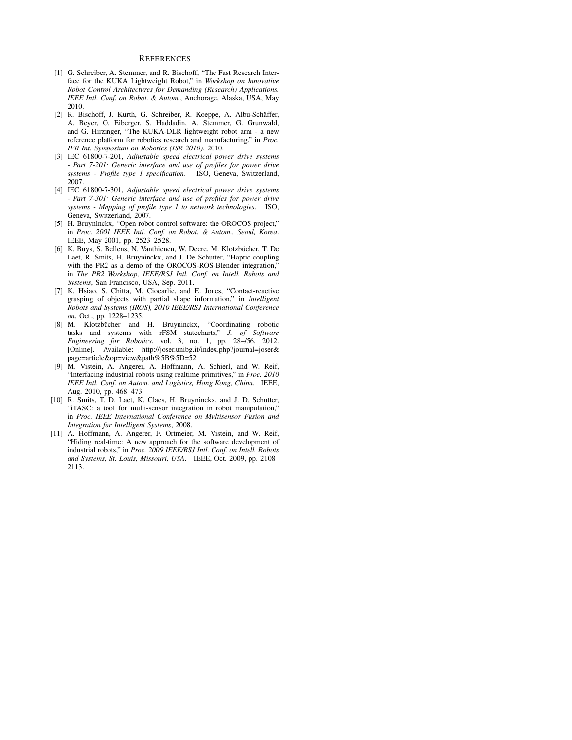## REFERENCES

[1] G. Schreiber, A. Stemmer, and R. Bischoff, "The Fast Research Interface for the KUKA Lightweight Robot," in *Workshop on Innovative Robot Control Architectures for Demanding (Research) Applications. IEEE Intl. Conf. on Robot. & Autom.*, Anchorage, Alaska, USA, May 2010.

[2] R. Bischoff, J. Kurth, G. Schreiber, R. Koeppe, A. Albu-Schäffer, A. Beyer, O. Eiberger, S. Haddadin, A. Stemmer, G. Grunwald, and G. Hirzinger, "The KUKA-DLR lightweight robot arm - a new reference platform for robotics research and manufacturing," in *Proc. IFR Int. Symposium on Robotics (ISR 2010)*, 2010.

[3] IEC 61800-7-201, *Adjustable speed electrical power drive systems - Part 7-201: Generic interface and use of profiles for power drive systems - Profile type 1 specification*. ISO, Geneva, Switzerland, 2007.

[4] IEC 61800-7-301, *Adjustable speed electrical power drive systems - Part 7-301: Generic interface and use of profiles for power drive systems - Mapping of profile type 1 to network technologies*. ISO, Geneva, Switzerland, 2007.

[5] H. Bruyninckx, "Open robot control software: the OROCOS project," in *Proc. 2001 IEEE Intl. Conf. on Robot. & Autom., Seoul, Korea*. IEEE, May 2001, pp. 2523–2528.

[6] K. Buys, S. Bellens, N. Vanthienen, W. Decre, M. Klotzbücher, T. De Laet, R. Smits, H. Bruyninckx, and J. De Schutter, "Haptic coupling with the PR2 as a demo of the OROCOS-ROS-Blender integration," in *The PR2 Workshop, IEEE/RSJ Intl. Conf. on Intell. Robots and Systems*, San Francisco, USA, Sep. 2011.

[7] K. Hsiao, S. Chitta, M. Ciocarlie, and E. Jones, "Contact-reactive grasping of objects with partial shape information," in *Intelligent Robots and Systems (IROS), 2010 IEEE/RSJ International Conference on*, Oct., pp. 1228–1235.

[8] M. Klotzbücher and H. Bruyninckx, "Coordinating robotic tasks and systems with rFSM statecharts," *J. of Software Engineering for Robotics*, vol. 3, no. 1, pp. 28–/56, 2012. [Online]. Available: http://joser.unibg.it/index.php?journal=joser&page=article&op=view&path%5B%5D=52

[9] M. Vistein, A. Angerer, A. Hoffmann, A. Schierl, and W. Reif, "Interfacing industrial robots using realtime primitives," in *Proc. 2010 IEEE Intl. Conf. on Autom. and Logistics, Hong Kong, China*. IEEE, Aug. 2010, pp. 468–473.

[10] R. Smits, T. D. Laet, K. Claes, H. Bruyninckx, and J. D. Schutter, "iTASC: a tool for multi-sensor integration in robot manipulation," in *Proc. IEEE International Conference on Multisensor Fusion and Integration for Intelligent Systems*, 2008.

[11] A. Hoffmann, A. Angerer, F. Ortmeier, M. Vistein, and W. Reif, "Hiding real-time: A new approach for the software development of industrial robots," in *Proc. 2009 IEEE/RSJ Intl. Conf. on Intell. Robots and Systems, St. Louis, Missouri, USA*. IEEE, Oct. 2009, pp. 2108–2113.